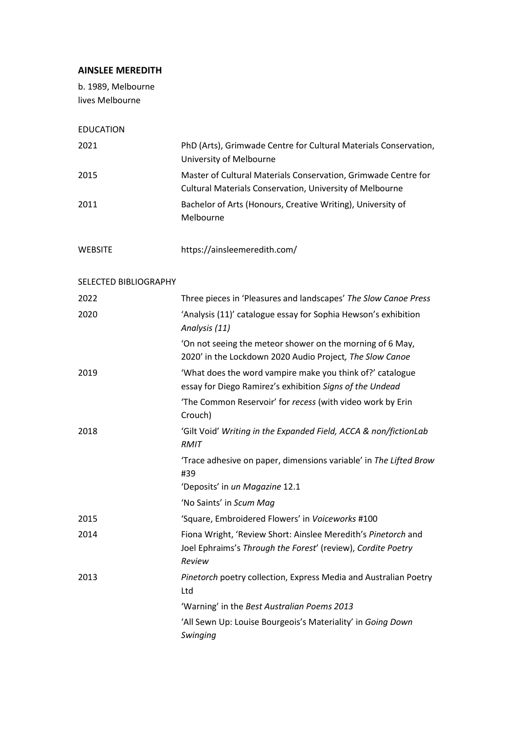**AINSLEE MEREDITH**

b. 1989, Melbourne
lives Melbourne

EDUCATION

| | |
|---|---|
| 2021 | PhD (Arts), Grimwade Centre for Cultural Materials Conservation, University of Melbourne |
| 2015 | Master of Cultural Materials Conservation, Grimwade Centre for Cultural Materials Conservation, University of Melbourne |
| 2011 | Bachelor of Arts (Honours, Creative Writing), University of Melbourne |

WEBSITE https://ainsleemeredith.com/

SELECTED BIBLIOGRAPHY

| | |
|---|---|
| 2022 | Three pieces in 'Pleasures and landscapes' *The Slow Canoe Press* |
| 2020 | 'Analysis (11)' catalogue essay for Sophia Hewson's exhibition *Analysis (11)* |
| | 'On not seeing the meteor shower on the morning of 6 May, 2020' in the Lockdown 2020 Audio Project*, The Slow Canoe* |
| 2019 | 'What does the word vampire make you think of?' catalogue essay for Diego Ramirez's exhibition *Signs of the Undead* |
| | 'The Common Reservoir' for *recess* (with video work by Erin Crouch) |
| 2018 | 'Gilt Void' *Writing in the Expanded Field, ACCA & non/fictionLab RMIT* |
| | 'Trace adhesive on paper, dimensions variable' in *The Lifted Brow* #39 |
| | 'Deposits' in *un Magazine* 12.1 |
| | 'No Saints' in *Scum Mag* |
| 2015 | 'Square, Embroidered Flowers' in *Voiceworks* #100 |
| 2014 | Fiona Wright, 'Review Short: Ainslee Meredith's *Pinetorch* and Joel Ephraims's *Through the Forest*' (review), *Cordite Poetry Review* |
| 2013 | *Pinetorch* poetry collection, Express Media and Australian Poetry Ltd |
| | 'Warning' in the *Best Australian Poems 2013* |
| | 'All Sewn Up: Louise Bourgeois's Materiality' in *Going Down Swinging* |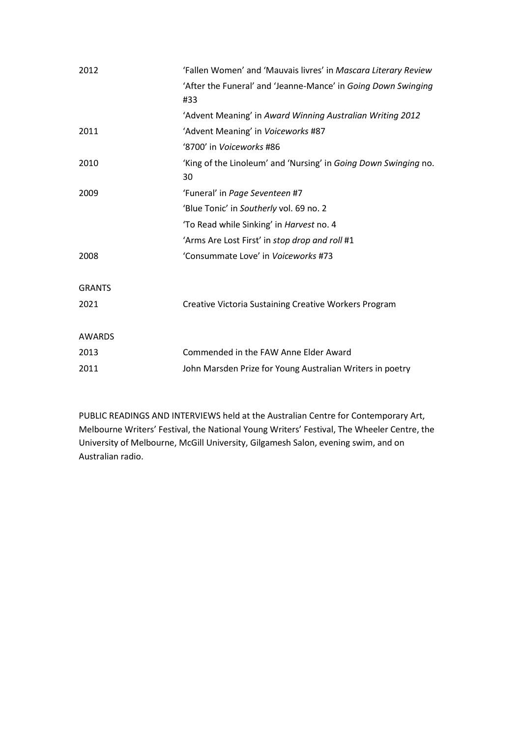| | |
|---|---|
| 2012 | 'Fallen Women' and 'Mauvais livres' in *Mascara Literary Review* |
| | 'After the Funeral' and 'Jeanne-Mance' in *Going Down Swinging* #33 |
| | 'Advent Meaning' in *Award Winning Australian Writing 2012* |
| 2011 | 'Advent Meaning' in *Voiceworks* #87 |
| | '8700' in *Voiceworks* #86 |
| 2010 | 'King of the Linoleum' and 'Nursing' in *Going Down Swinging* no. 30 |
| 2009 | 'Funeral' in *Page Seventeen* #7 |
| | 'Blue Tonic' in *Southerly* vol. 69 no. 2 |
| | 'To Read while Sinking' in *Harvest* no. 4 |
| | 'Arms Are Lost First' in *stop drop and roll* #1 |
| 2008 | 'Consummate Love' in *Voiceworks* #73 |

GRANTS

| | |
|---|---|
| 2021 | Creative Victoria Sustaining Creative Workers Program |

AWARDS

| | |
|---|---|
| 2013 | Commended in the FAW Anne Elder Award |
| 2011 | John Marsden Prize for Young Australian Writers in poetry |

PUBLIC READINGS AND INTERVIEWS held at the Australian Centre for Contemporary Art, Melbourne Writers' Festival, the National Young Writers' Festival, The Wheeler Centre, the University of Melbourne, McGill University, Gilgamesh Salon, evening swim, and on Australian radio.